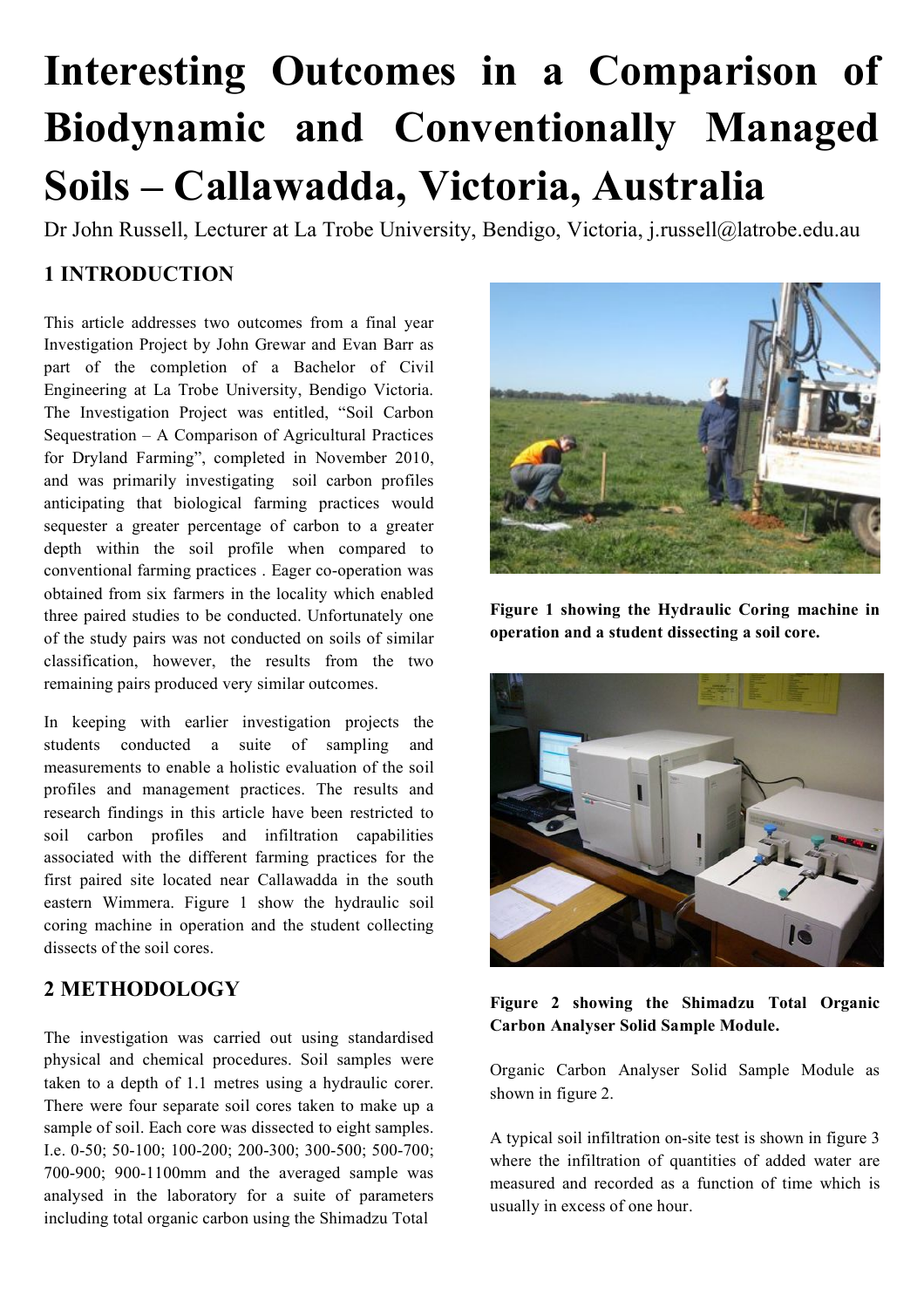# Interesting Outcomes in a Comparison of Biodynamic and Conventionally Managed Soils – Callawadda, Victoria, Australia

Dr John Russell, Lecturer at La Trobe University, Bendigo, Victoria, j.russell@latrobe.edu.au

## 1 INTRODUCTION

This article addresses two outcomes from a final year Investigation Project by John Grewar and Evan Barr as part of the completion of a Bachelor of Civil Engineering at La Trobe University, Bendigo Victoria. The Investigation Project was entitled, "Soil Carbon Sequestration – A Comparison of Agricultural Practices for Dryland Farming", completed in November 2010, and was primarily investigating soil carbon profiles anticipating that biological farming practices would sequester a greater percentage of carbon to a greater depth within the soil profile when compared to conventional farming practices . Eager co-operation was obtained from six farmers in the locality which enabled three paired studies to be conducted. Unfortunately one of the study pairs was not conducted on soils of similar classification, however, the results from the two remaining pairs produced very similar outcomes.

In keeping with earlier investigation projects the students conducted a suite of sampling and measurements to enable a holistic evaluation of the soil profiles and management practices. The results and research findings in this article have been restricted to soil carbon profiles and infiltration capabilities associated with the different farming practices for the first paired site located near Callawadda in the south eastern Wimmera. Figure 1 show the hydraulic soil coring machine in operation and the student collecting dissects of the soil cores.

## 2 METHODOLOGY

The investigation was carried out using standardised physical and chemical procedures. Soil samples were taken to a depth of 1.1 metres using a hydraulic corer. There were four separate soil cores taken to make up a sample of soil. Each core was dissected to eight samples. I.e. 0-50; 50-100; 100-200; 200-300; 300-500; 500-700; 700-900; 900-1100mm and the averaged sample was analysed in the laboratory for a suite of parameters including total organic carbon using the Shimadzu Total Organic Carbon Analyser Solid Sample Module as shown in figure 2.

**Figure 1 showing the Hydraulic Coring machine in operation and a student dissecting a soil core.**

**Figure 2 showing the Shimadzu Total Organic Carbon Analyser Solid Sample Module.**

A typical soil infiltration on-site test is shown in figure 3 where the infiltration of quantities of added water are measured and recorded as a function of time which is usually in excess of one hour.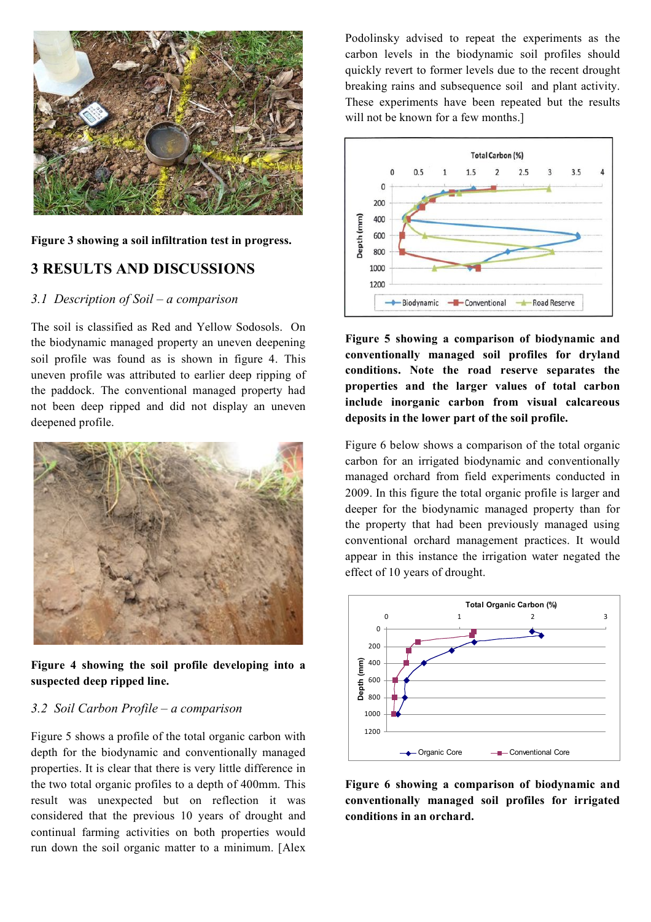**Figure 3 showing a soil infiltration test in progress.**

## 3 RESULTS AND DISCUSSIONS

### *3.1 Description of Soil – a comparison*

The soil is classified as Red and Yellow Sodosols. On the biodynamic managed property an uneven deepening soil profile was found as is shown in figure 4. This uneven profile was attributed to earlier deep ripping of the paddock. The conventional managed property had not been deep ripped and did not display an uneven deepened profile.

**Figure 4 showing the soil profile developing into a suspected deep ripped line.**

### *3.2 Soil Carbon Profile – a comparison*

Figure 5 shows a profile of the total organic carbon with depth for the biodynamic and conventionally managed properties. It is clear that there is very little difference in the two total organic profiles to a depth of 400mm. This result was unexpected but on reflection it was considered that the previous 10 years of drought and continual farming activities on both properties would run down the soil organic matter to a minimum. [Alex Podolinsky advised to repeat the experiments as the carbon levels in the biodynamic soil profiles should quickly revert to former levels due to the recent drought breaking rains and subsequence soil and plant activity. These experiments have been repeated but the results will not be known for a few months.]

**Figure 5 showing a comparison of biodynamic and conventionally managed soil profiles for dryland conditions. Note the road reserve separates the properties and the larger values of total carbon include inorganic carbon from visual calcareous deposits in the lower part of the soil profile.**

Figure 6 below shows a comparison of the total organic carbon for an irrigated biodynamic and conventionally managed orchard from field experiments conducted in 2009. In this figure the total organic profile is larger and deeper for the biodynamic managed property than for the property that had been previously managed using conventional orchard management practices. It would appear in this instance the irrigation water negated the effect of 10 years of drought.

**Figure 6 showing a comparison of biodynamic and conventionally managed soil profiles for irrigated conditions in an orchard.**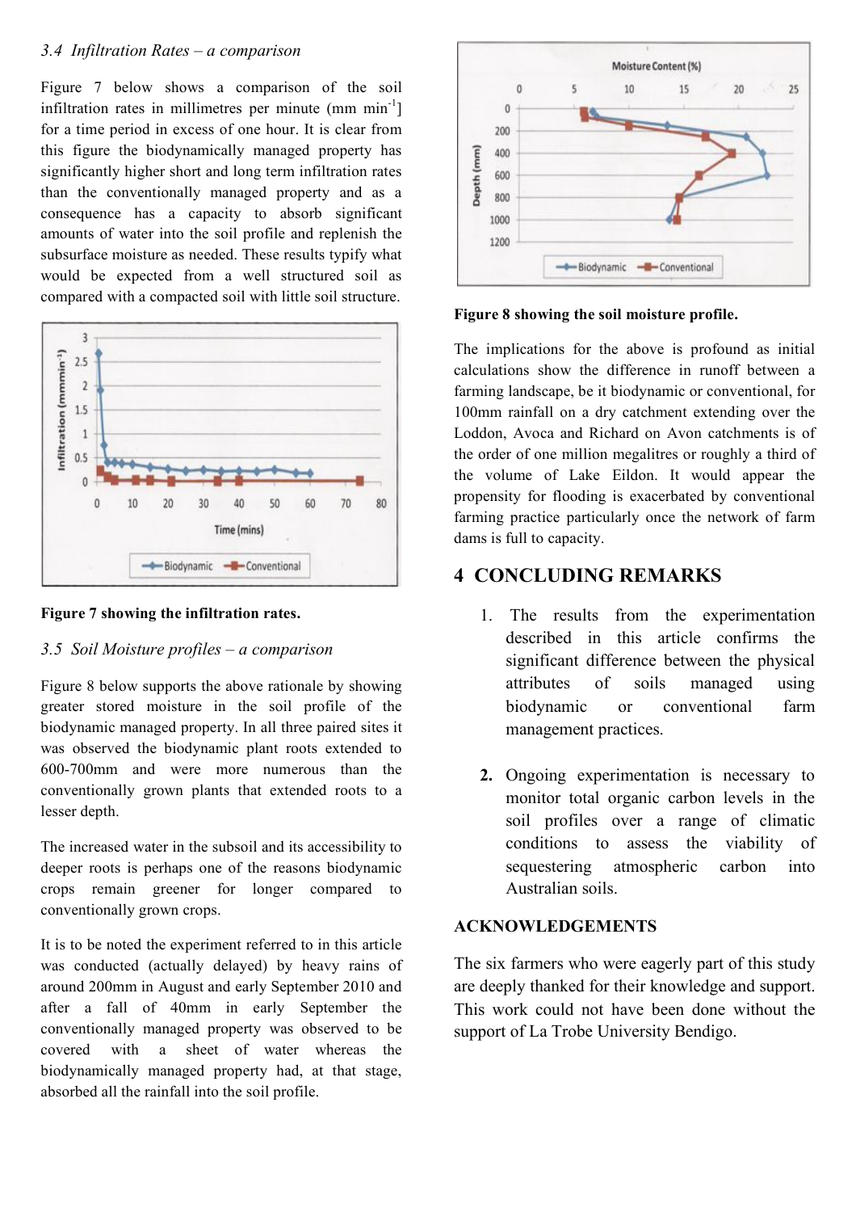### *3.4 Infiltration Rates – a comparison*

Figure 7 below shows a comparison of the soil infiltration rates in millimetres per minute (mm $min^{-1}$] for a time period in excess of one hour. It is clear from this figure the biodynamically managed property has significantly higher short and long term infiltration rates than the conventionally managed property and as a consequence has a capacity to absorb significant amounts of water into the soil profile and replenish the subsurface moisture as needed. These results typify what would be expected from a well structured soil as compared with a compacted soil with little soil structure.

Infiltration (mmmin⁻¹)
3
2.5
2
1.5
1
0.5
0
0 10 20 30 40 50 60 70 80
Time (mins)
Biodynamic Conventional

**Figure 7 showing the infiltration rates.**

### *3.5 Soil Moisture profiles – a comparison*

Figure 8 below supports the above rationale by showing greater stored moisture in the soil profile of the biodynamic managed property. In all three paired sites it was observed the biodynamic plant roots extended to 600-700mm and were more numerous than the conventionally grown plants that extended roots to a lesser depth.

The increased water in the subsoil and its accessibility to deeper roots is perhaps one of the reasons biodynamic crops remain greener for longer compared to conventionally grown crops.

It is to be noted the experiment referred to in this article was conducted (actually delayed) by heavy rains of around 200mm in August and early September 2010 and after a fall of 40mm in early September the conventionally managed property was observed to be covered with a sheet of water whereas the biodynamically managed property had, at that stage, absorbed all the rainfall into the soil profile.

Moisture Content (%)
0 5 10 15 20 25
Depth (mm)
0
200
400
600
800
1000
1200
Biodynamic Conventional

**Figure 8 showing the soil moisture profile.**

The implications for the above is profound as initial calculations show the difference in runoff between a farming landscape, be it biodynamic or conventional, for 100mm rainfall on a dry catchment extending over the Loddon, Avoca and Richard on Avon catchments is of the order of one million megalitres or roughly a third of the volume of Lake Eildon. It would appear the propensity for flooding is exacerbated by conventional farming practice particularly once the network of farm dams is full to capacity.

## 4 CONCLUDING REMARKS

1. The results from the experimentation described in this article confirms the significant difference between the physical attributes of soils managed using biodynamic or conventional farm management practices.

2. Ongoing experimentation is necessary to monitor total organic carbon levels in the soil profiles over a range of climatic conditions to assess the viability of sequestering atmospheric carbon into Australian soils.

### ACKNOWLEDGEMENTS

The six farmers who were eagerly part of this study are deeply thanked for their knowledge and support. This work could not have been done without the support of La Trobe University Bendigo.